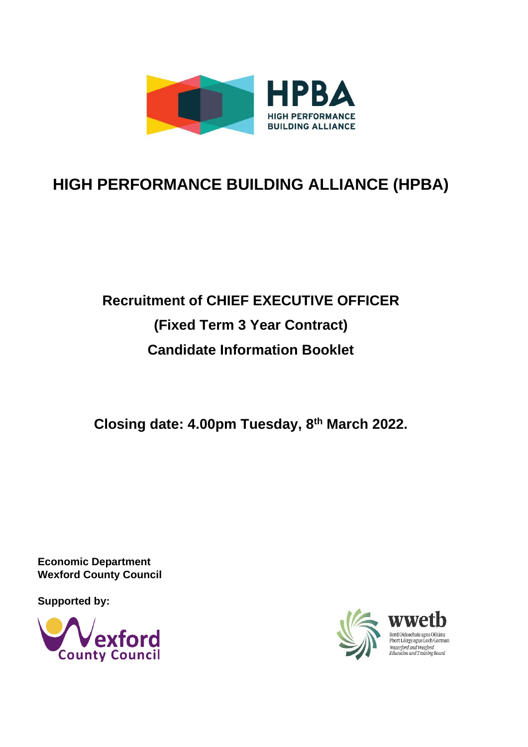# HIGH PERFORMANCE BUILDING ALLIANCE (HPBA)

## Recruitment of CHIEF EXECUTIVE OFFICER

## (Fixed Term 3 Year Contract)

## Candidate Information Booklet

**Closing date: 4.00pm Tuesday, 8th March 2022.**

**Economic Department**
**Wexford County Council**

**Supported by:**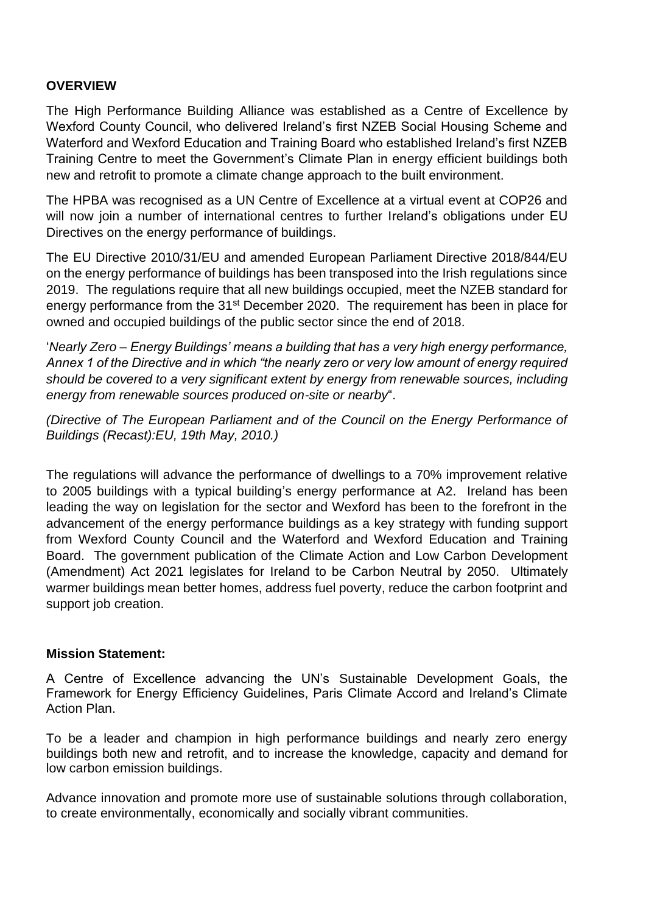**OVERVIEW**

The High Performance Building Alliance was established as a Centre of Excellence by Wexford County Council, who delivered Ireland's first NZEB Social Housing Scheme and Waterford and Wexford Education and Training Board who established Ireland's first NZEB Training Centre to meet the Government's Climate Plan in energy efficient buildings both new and retrofit to promote a climate change approach to the built environment.

The HPBA was recognised as a UN Centre of Excellence at a virtual event at COP26 and will now join a number of international centres to further Ireland's obligations under EU Directives on the energy performance of buildings.

The EU Directive 2010/31/EU and amended European Parliament Directive 2018/844/EU on the energy performance of buildings has been transposed into the Irish regulations since 2019. The regulations require that all new buildings occupied, meet the NZEB standard for energy performance from the 31st December 2020. The requirement has been in place for owned and occupied buildings of the public sector since the end of 2018.

'*Nearly Zero – Energy Buildings' means a building that has a very high energy performance, Annex 1 of the Directive and in which "the nearly zero or very low amount of energy required should be covered to a very significant extent by energy from renewable sources, including energy from renewable sources produced on-site or nearby*".

*(Directive of The European Parliament and of the Council on the Energy Performance of Buildings (Recast):EU, 19th May, 2010.)*

The regulations will advance the performance of dwellings to a 70% improvement relative to 2005 buildings with a typical building's energy performance at A2. Ireland has been leading the way on legislation for the sector and Wexford has been to the forefront in the advancement of the energy performance buildings as a key strategy with funding support from Wexford County Council and the Waterford and Wexford Education and Training Board. The government publication of the Climate Action and Low Carbon Development (Amendment) Act 2021 legislates for Ireland to be Carbon Neutral by 2050. Ultimately warmer buildings mean better homes, address fuel poverty, reduce the carbon footprint and support job creation.

**Mission Statement:**

A Centre of Excellence advancing the UN's Sustainable Development Goals, the Framework for Energy Efficiency Guidelines, Paris Climate Accord and Ireland's Climate Action Plan.

To be a leader and champion in high performance buildings and nearly zero energy buildings both new and retrofit, and to increase the knowledge, capacity and demand for low carbon emission buildings.

Advance innovation and promote more use of sustainable solutions through collaboration, to create environmentally, economically and socially vibrant communities.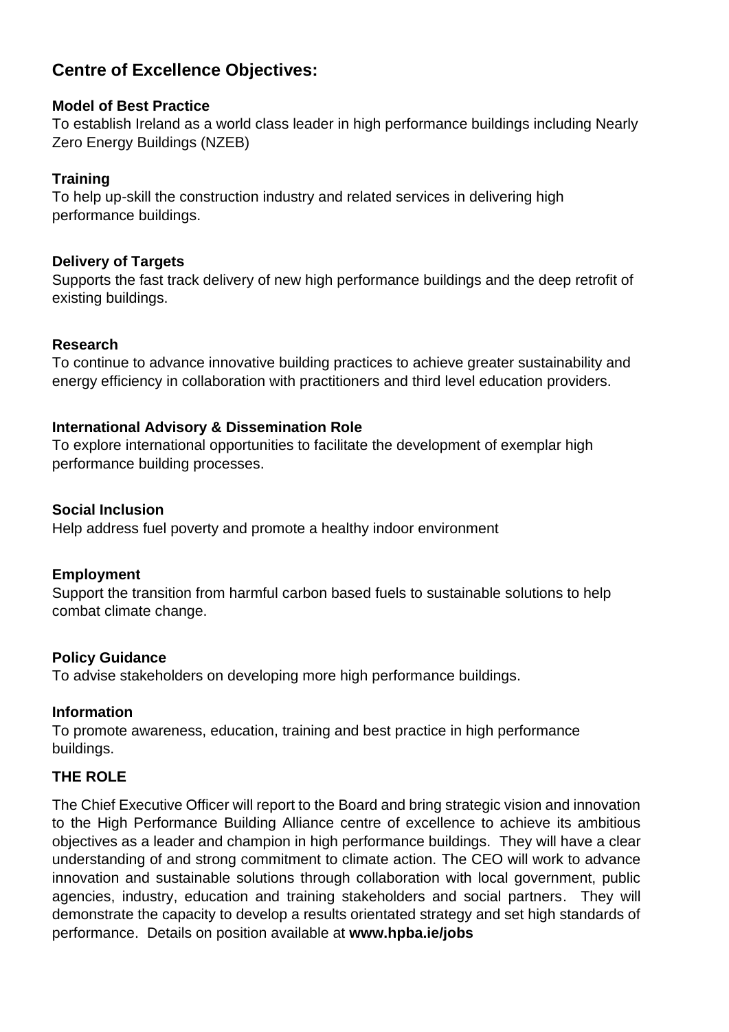## Centre of Excellence Objectives:

**Model of Best Practice**

To establish Ireland as a world class leader in high performance buildings including Nearly Zero Energy Buildings (NZEB)

**Training**

To help up-skill the construction industry and related services in delivering high performance buildings.

**Delivery of Targets**

Supports the fast track delivery of new high performance buildings and the deep retrofit of existing buildings.

**Research**

To continue to advance innovative building practices to achieve greater sustainability and energy efficiency in collaboration with practitioners and third level education providers.

**International Advisory & Dissemination Role**

To explore international opportunities to facilitate the development of exemplar high performance building processes.

**Social Inclusion**

Help address fuel poverty and promote a healthy indoor environment

**Employment**

Support the transition from harmful carbon based fuels to sustainable solutions to help combat climate change.

**Policy Guidance**

To advise stakeholders on developing more high performance buildings.

**Information**

To promote awareness, education, training and best practice in high performance buildings.

**THE ROLE**

The Chief Executive Officer will report to the Board and bring strategic vision and innovation to the High Performance Building Alliance centre of excellence to achieve its ambitious objectives as a leader and champion in high performance buildings. They will have a clear understanding of and strong commitment to climate action. The CEO will work to advance innovation and sustainable solutions through collaboration with local government, public agencies, industry, education and training stakeholders and social partners. They will demonstrate the capacity to develop a results orientated strategy and set high standards of performance. Details on position available at **www.hpba.ie/jobs**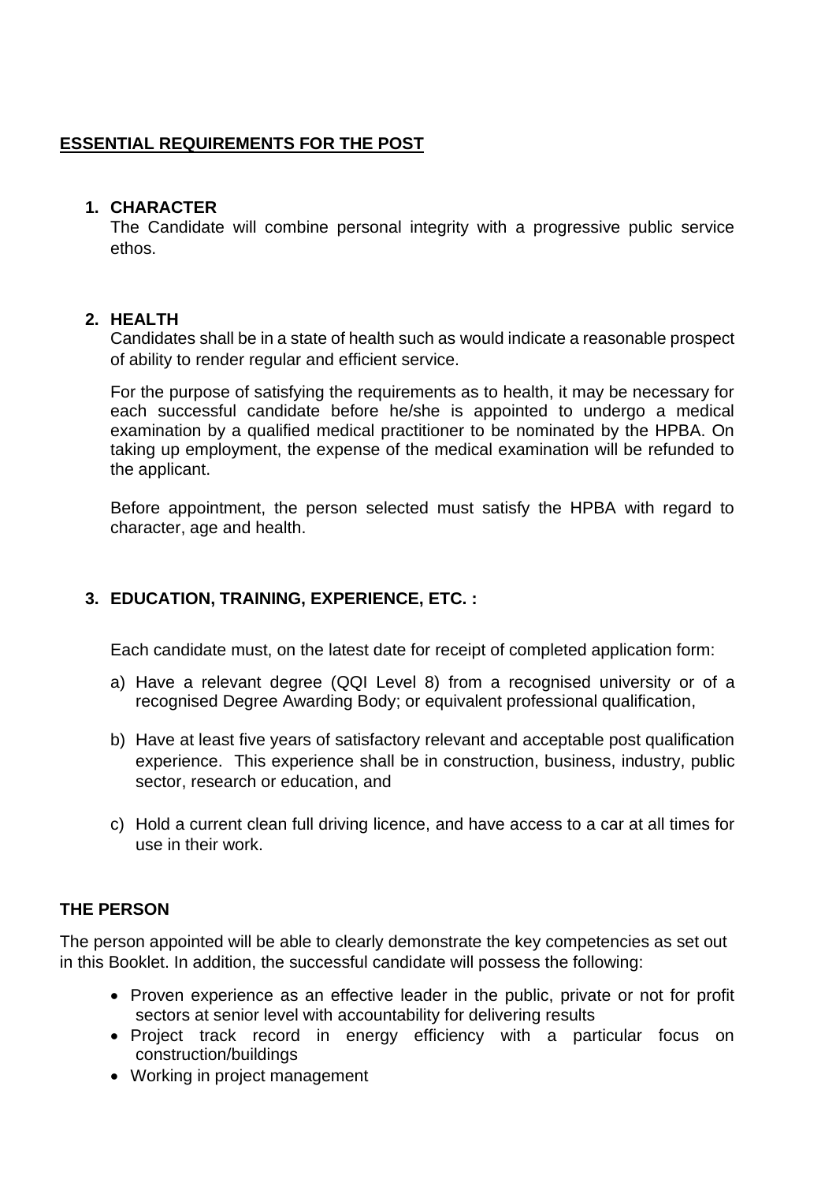## ESSENTIAL REQUIREMENTS FOR THE POST

1. **CHARACTER**
   The Candidate will combine personal integrity with a progressive public service ethos.

2. **HEALTH**
   Candidates shall be in a state of health such as would indicate a reasonable prospect of ability to render regular and efficient service.

   For the purpose of satisfying the requirements as to health, it may be necessary for each successful candidate before he/she is appointed to undergo a medical examination by a qualified medical practitioner to be nominated by the HPBA. On taking up employment, the expense of the medical examination will be refunded to the applicant.

   Before appointment, the person selected must satisfy the HPBA with regard to character, age and health.

3. **EDUCATION, TRAINING, EXPERIENCE, ETC. :**

   Each candidate must, on the latest date for receipt of completed application form:

   a) Have a relevant degree (QQI Level 8) from a recognised university or of a recognised Degree Awarding Body; or equivalent professional qualification,

   b) Have at least five years of satisfactory relevant and acceptable post qualification experience. This experience shall be in construction, business, industry, public sector, research or education, and

   c) Hold a current clean full driving licence, and have access to a car at all times for use in their work.

### THE PERSON

The person appointed will be able to clearly demonstrate the key competencies as set out in this Booklet. In addition, the successful candidate will possess the following:

- Proven experience as an effective leader in the public, private or not for profit sectors at senior level with accountability for delivering results
- Project track record in energy efficiency with a particular focus on construction/buildings
- Working in project management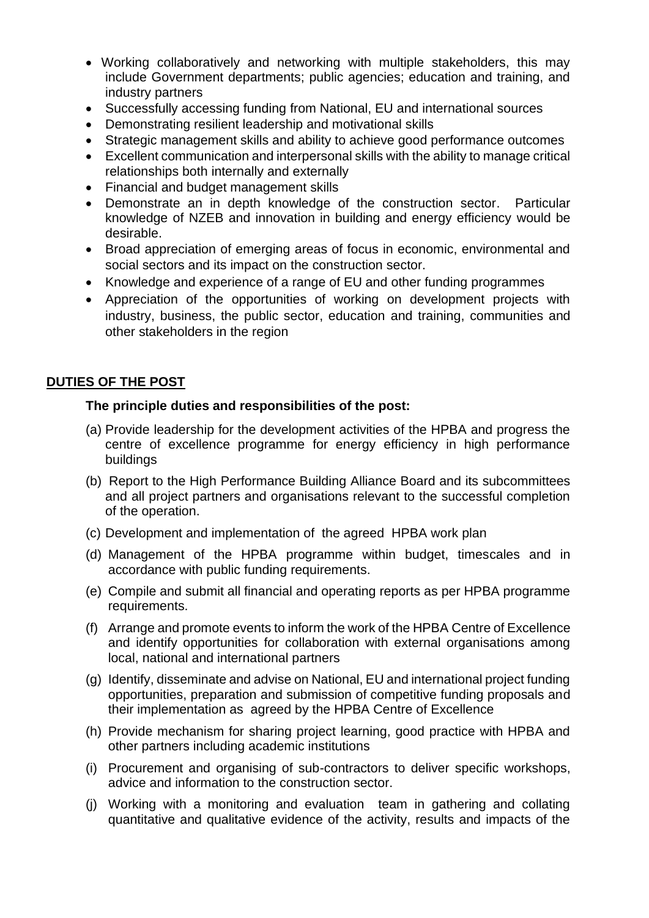- Working collaboratively and networking with multiple stakeholders, this may include Government departments; public agencies; education and training, and industry partners
- Successfully accessing funding from National, EU and international sources
- Demonstrating resilient leadership and motivational skills
- Strategic management skills and ability to achieve good performance outcomes
- Excellent communication and interpersonal skills with the ability to manage critical relationships both internally and externally
- Financial and budget management skills
- Demonstrate an in depth knowledge of the construction sector. Particular knowledge of NZEB and innovation in building and energy efficiency would be desirable.
- Broad appreciation of emerging areas of focus in economic, environmental and social sectors and its impact on the construction sector.
- Knowledge and experience of a range of EU and other funding programmes
- Appreciation of the opportunities of working on development projects with industry, business, the public sector, education and training, communities and other stakeholders in the region

## DUTIES OF THE POST

**The principle duties and responsibilities of the post:**

(a) Provide leadership for the development activities of the HPBA and progress the centre of excellence programme for energy efficiency in high performance buildings

(b) Report to the High Performance Building Alliance Board and its subcommittees and all project partners and organisations relevant to the successful completion of the operation.

(c) Development and implementation of the agreed HPBA work plan

(d) Management of the HPBA programme within budget, timescales and in accordance with public funding requirements.

(e) Compile and submit all financial and operating reports as per HPBA programme requirements.

(f) Arrange and promote events to inform the work of the HPBA Centre of Excellence and identify opportunities for collaboration with external organisations among local, national and international partners

(g) Identify, disseminate and advise on National, EU and international project funding opportunities, preparation and submission of competitive funding proposals and their implementation as agreed by the HPBA Centre of Excellence

(h) Provide mechanism for sharing project learning, good practice with HPBA and other partners including academic institutions

(i) Procurement and organising of sub-contractors to deliver specific workshops, advice and information to the construction sector.

(j) Working with a monitoring and evaluation team in gathering and collating quantitative and qualitative evidence of the activity, results and impacts of the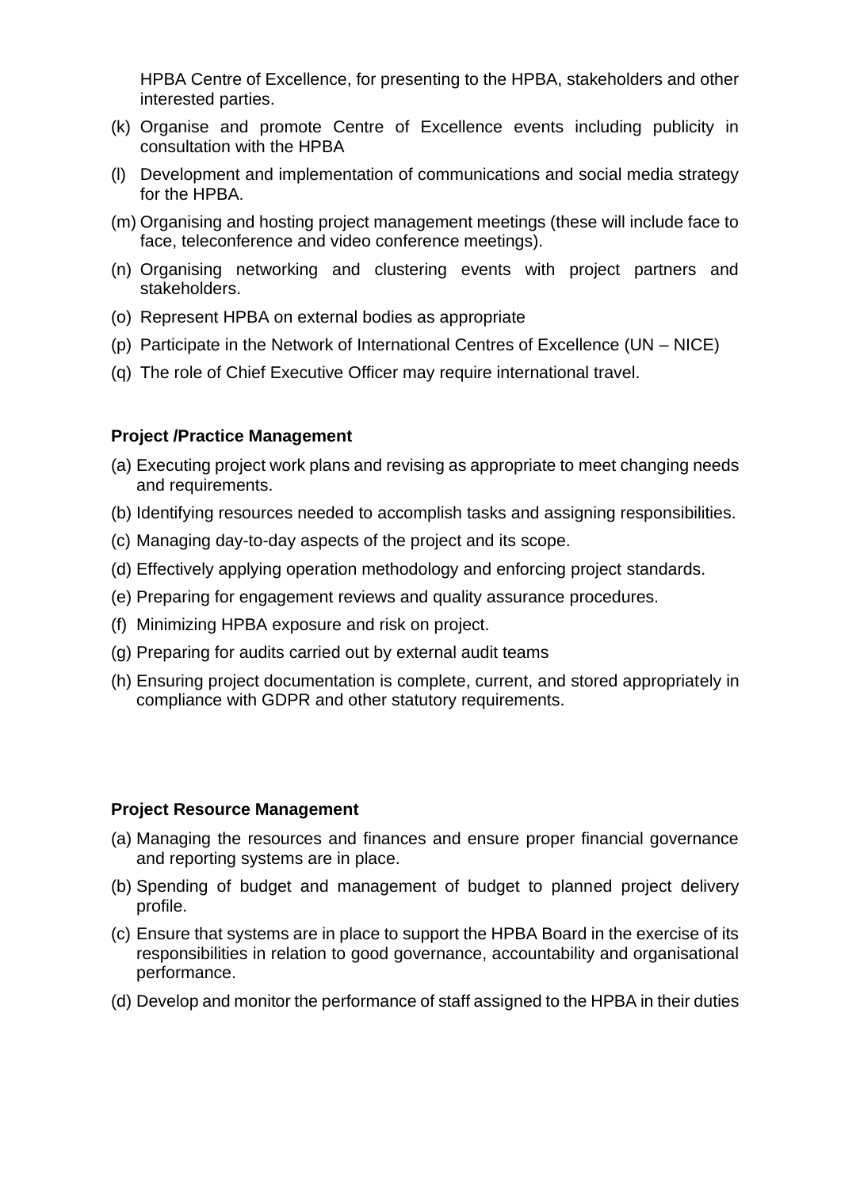HPBA Centre of Excellence, for presenting to the HPBA, stakeholders and other interested parties.

(k) Organise and promote Centre of Excellence events including publicity in consultation with the HPBA

(l) Development and implementation of communications and social media strategy for the HPBA.

(m) Organising and hosting project management meetings (these will include face to face, teleconference and video conference meetings).

(n) Organising networking and clustering events with project partners and stakeholders.

(o) Represent HPBA on external bodies as appropriate

(p) Participate in the Network of International Centres of Excellence (UN – NICE)

(q) The role of Chief Executive Officer may require international travel.

**Project /Practice Management**

(a) Executing project work plans and revising as appropriate to meet changing needs and requirements.

(b) Identifying resources needed to accomplish tasks and assigning responsibilities.

(c) Managing day-to-day aspects of the project and its scope.

(d) Effectively applying operation methodology and enforcing project standards.

(e) Preparing for engagement reviews and quality assurance procedures.

(f) Minimizing HPBA exposure and risk on project.

(g) Preparing for audits carried out by external audit teams

(h) Ensuring project documentation is complete, current, and stored appropriately in compliance with GDPR and other statutory requirements.

**Project Resource Management**

(a) Managing the resources and finances and ensure proper financial governance and reporting systems are in place.

(b) Spending of budget and management of budget to planned project delivery profile.

(c) Ensure that systems are in place to support the HPBA Board in the exercise of its responsibilities in relation to good governance, accountability and organisational performance.

(d) Develop and monitor the performance of staff assigned to the HPBA in their duties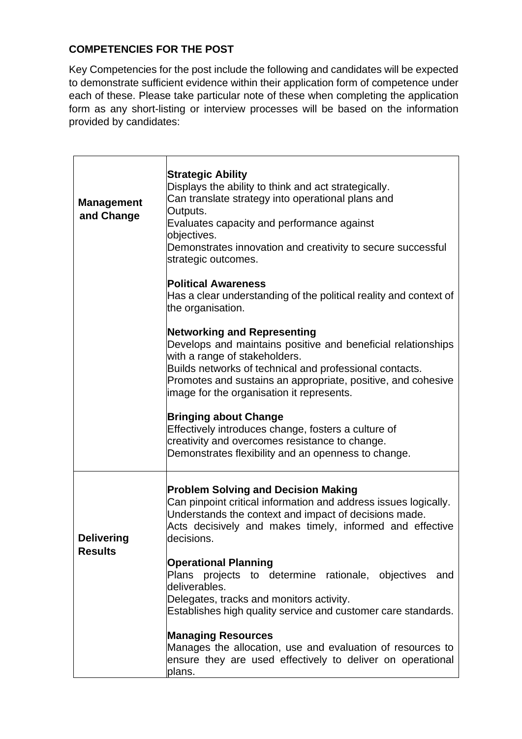**COMPETENCIES FOR THE POST**

Key Competencies for the post include the following and candidates will be expected to demonstrate sufficient evidence within their application form of competence under each of these. Please take particular note of these when completing the application form as any short-listing or interview processes will be based on the information provided by candidates:

| | |
|---|---|
| **Management and Change** | **Strategic Ability**<br>Displays the ability to think and act strategically.<br>Can translate strategy into operational plans and Outputs.<br>Evaluates capacity and performance against objectives.<br>Demonstrates innovation and creativity to secure successful strategic outcomes.<br><br>**Political Awareness**<br>Has a clear understanding of the political reality and context of the organisation.<br><br>**Networking and Representing**<br>Develops and maintains positive and beneficial relationships with a range of stakeholders.<br>Builds networks of technical and professional contacts.<br>Promotes and sustains an appropriate, positive, and cohesive image for the organisation it represents.<br><br>**Bringing about Change**<br>Effectively introduces change, fosters a culture of creativity and overcomes resistance to change.<br>Demonstrates flexibility and an openness to change. |
| **Delivering Results** | **Problem Solving and Decision Making**<br>Can pinpoint critical information and address issues logically.<br>Understands the context and impact of decisions made.<br>Acts decisively and makes timely, informed and effective decisions.<br><br>**Operational Planning**<br>Plans projects to determine rationale, objectives and deliverables.<br>Delegates, tracks and monitors activity.<br>Establishes high quality service and customer care standards.<br><br>**Managing Resources**<br>Manages the allocation, use and evaluation of resources to ensure they are used effectively to deliver on operational plans. |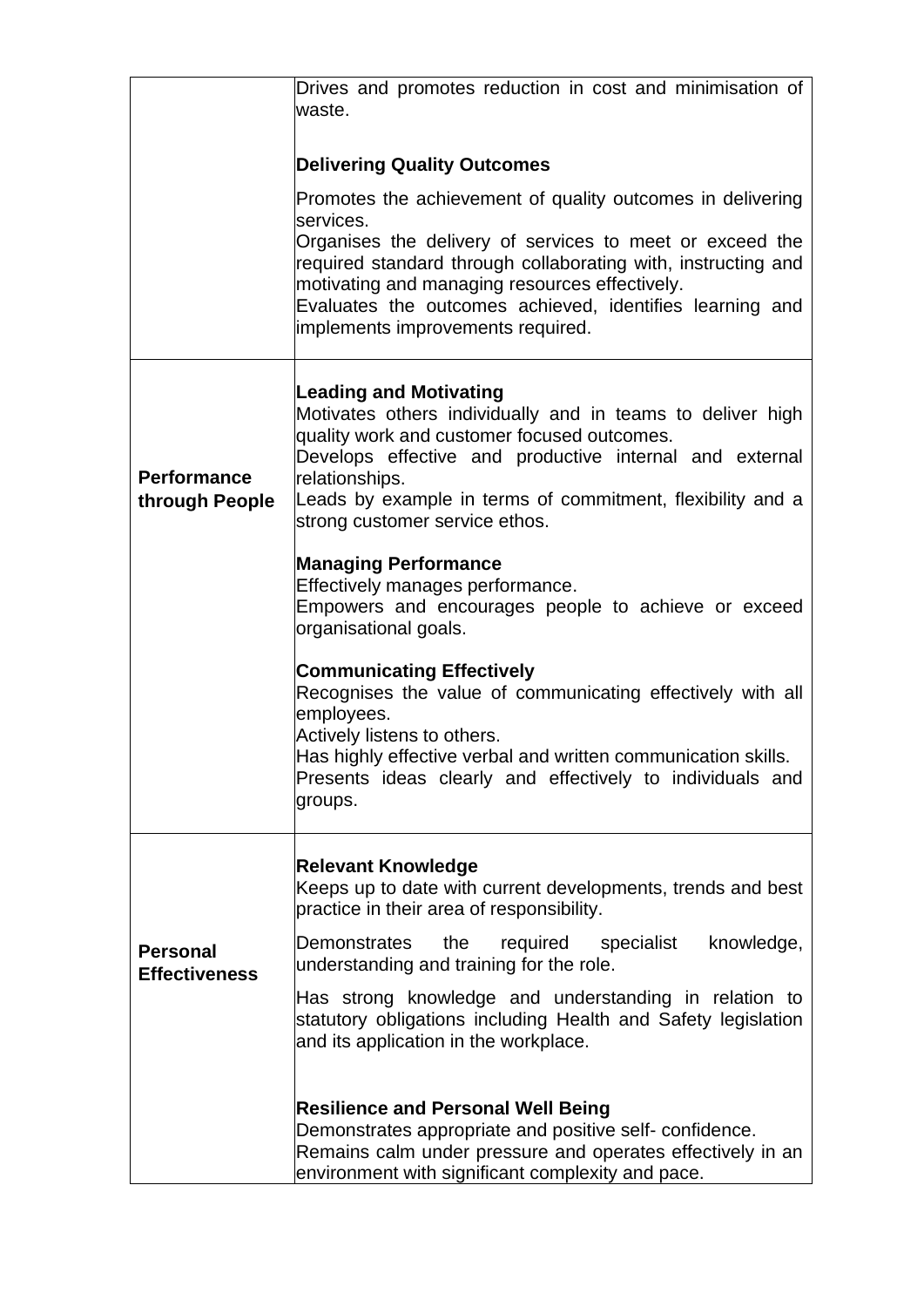| | |
|---|---|
| | Drives and promotes reduction in cost and minimisation of waste.<br><br>**Delivering Quality Outcomes**<br><br>Promotes the achievement of quality outcomes in delivering services.<br>Organises the delivery of services to meet or exceed the required standard through collaborating with, instructing and motivating and managing resources effectively.<br>Evaluates the outcomes achieved, identifies learning and implements improvements required. |
| **Performance through People** | **Leading and Motivating**<br>Motivates others individually and in teams to deliver high quality work and customer focused outcomes.<br>Develops effective and productive internal and external relationships.<br>Leads by example in terms of commitment, flexibility and a strong customer service ethos.<br><br>**Managing Performance**<br>Effectively manages performance.<br>Empowers and encourages people to achieve or exceed organisational goals.<br><br>**Communicating Effectively**<br>Recognises the value of communicating effectively with all employees.<br>Actively listens to others.<br>Has highly effective verbal and written communication skills.<br>Presents ideas clearly and effectively to individuals and groups. |
| **Personal Effectiveness** | **Relevant Knowledge**<br>Keeps up to date with current developments, trends and best practice in their area of responsibility.<br><br>Demonstrates the required specialist knowledge, understanding and training for the role.<br><br>Has strong knowledge and understanding in relation to statutory obligations including Health and Safety legislation and its application in the workplace.<br><br>**Resilience and Personal Well Being**<br>Demonstrates appropriate and positive self- confidence.<br>Remains calm under pressure and operates effectively in an environment with significant complexity and pace. |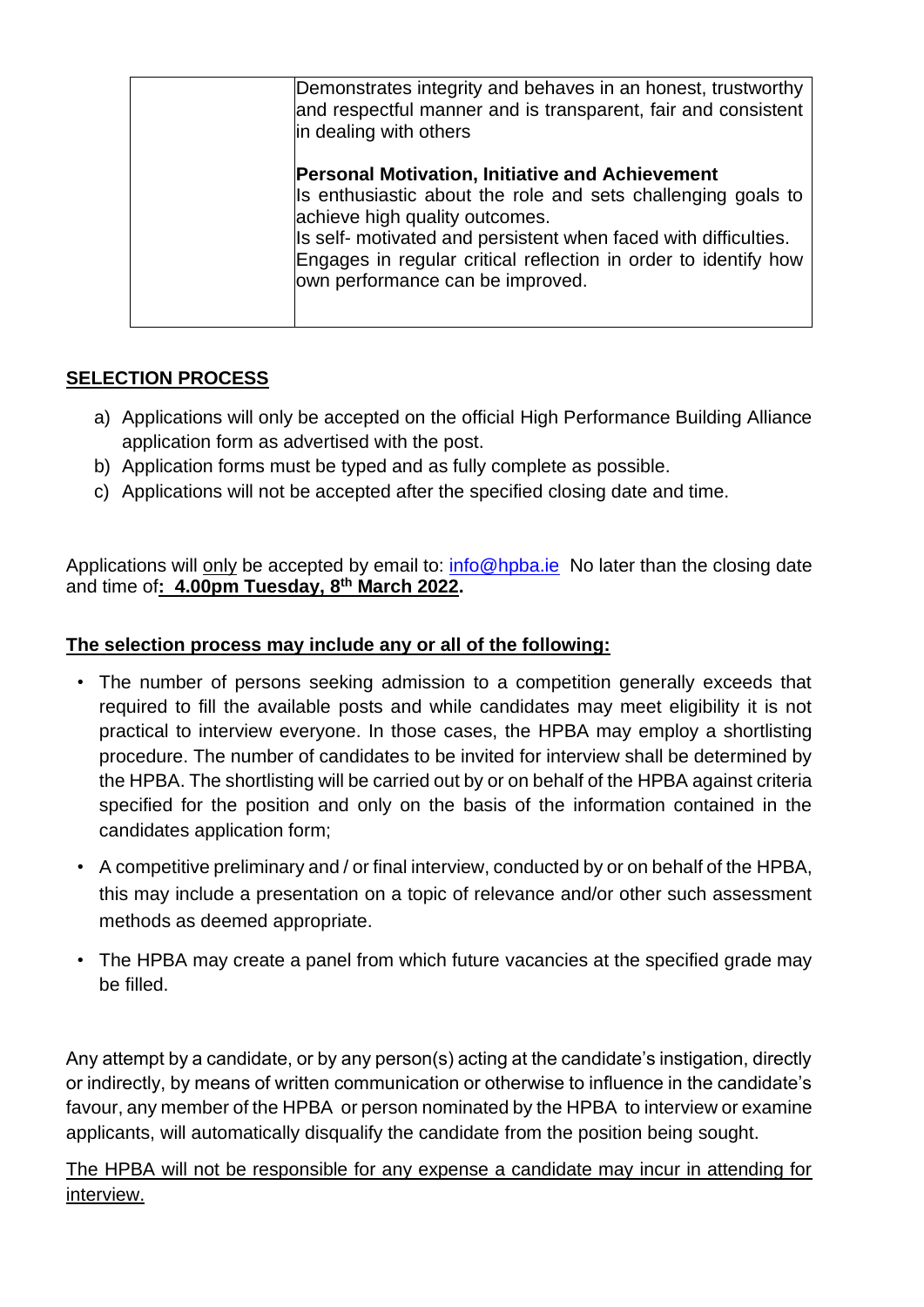| | |
|---|---|
| | Demonstrates integrity and behaves in an honest, trustworthy and respectful manner and is transparent, fair and consistent in dealing with others<br><br>**Personal Motivation, Initiative and Achievement**<br>Is enthusiastic about the role and sets challenging goals to achieve high quality outcomes.<br>Is self- motivated and persistent when faced with difficulties.<br>Engages in regular critical reflection in order to identify how own performance can be improved. |

## SELECTION PROCESS

a) Applications will only be accepted on the official High Performance Building Alliance application form as advertised with the post.
b) Application forms must be typed and as fully complete as possible.
c) Applications will not be accepted after the specified closing date and time.

Applications will <u>only</u> be accepted by email to: info@hpba.ie No later than the closing date and time of**: 4.00pm Tuesday, 8th March 2022.**

**<u>The selection process may include any or all of the following:</u>**

- The number of persons seeking admission to a competition generally exceeds that required to fill the available posts and while candidates may meet eligibility it is not practical to interview everyone. In those cases, the HPBA may employ a shortlisting procedure. The number of candidates to be invited for interview shall be determined by the HPBA. The shortlisting will be carried out by or on behalf of the HPBA against criteria specified for the position and only on the basis of the information contained in the candidates application form;
- A competitive preliminary and / or final interview, conducted by or on behalf of the HPBA, this may include a presentation on a topic of relevance and/or other such assessment methods as deemed appropriate.
- The HPBA may create a panel from which future vacancies at the specified grade may be filled.

Any attempt by a candidate, or by any person(s) acting at the candidate's instigation, directly or indirectly, by means of written communication or otherwise to influence in the candidate's favour, any member of the HPBA or person nominated by the HPBA to interview or examine applicants, will automatically disqualify the candidate from the position being sought.

<u>The HPBA will not be responsible for any expense a candidate may incur in attending for interview.</u>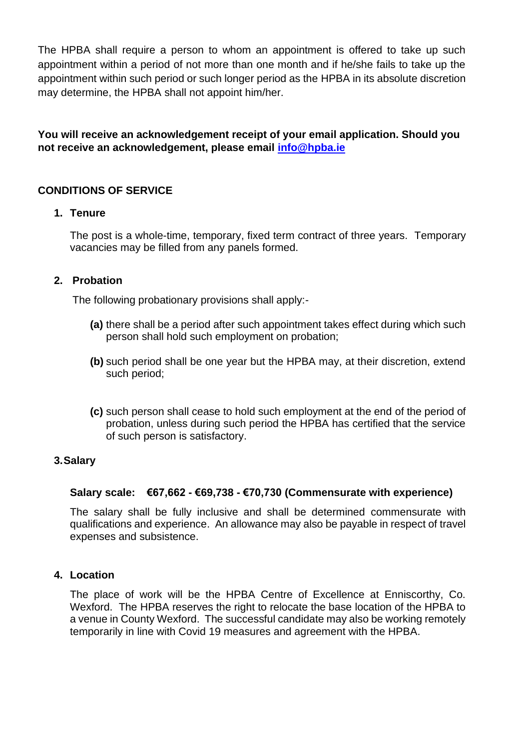The HPBA shall require a person to whom an appointment is offered to take up such appointment within a period of not more than one month and if he/she fails to take up the appointment within such period or such longer period as the HPBA in its absolute discretion may determine, the HPBA shall not appoint him/her.

**You will receive an acknowledgement receipt of your email application. Should you not receive an acknowledgement, please email [info@hpba.ie](mailto:info@hpba.ie)**

## CONDITIONS OF SERVICE

### 1. Tenure

The post is a whole-time, temporary, fixed term contract of three years. Temporary vacancies may be filled from any panels formed.

### 2. Probation

The following probationary provisions shall apply:-

**(a)** there shall be a period after such appointment takes effect during which such person shall hold such employment on probation;

**(b)** such period shall be one year but the HPBA may, at their discretion, extend such period;

**(c)** such person shall cease to hold such employment at the end of the period of probation, unless during such period the HPBA has certified that the service of such person is satisfactory.

### 3. Salary

**Salary scale: €67,662 - €69,738 - €70,730 (Commensurate with experience)**

The salary shall be fully inclusive and shall be determined commensurate with qualifications and experience. An allowance may also be payable in respect of travel expenses and subsistence.

### 4. Location

The place of work will be the HPBA Centre of Excellence at Enniscorthy, Co. Wexford. The HPBA reserves the right to relocate the base location of the HPBA to a venue in County Wexford. The successful candidate may also be working remotely temporarily in line with Covid 19 measures and agreement with the HPBA.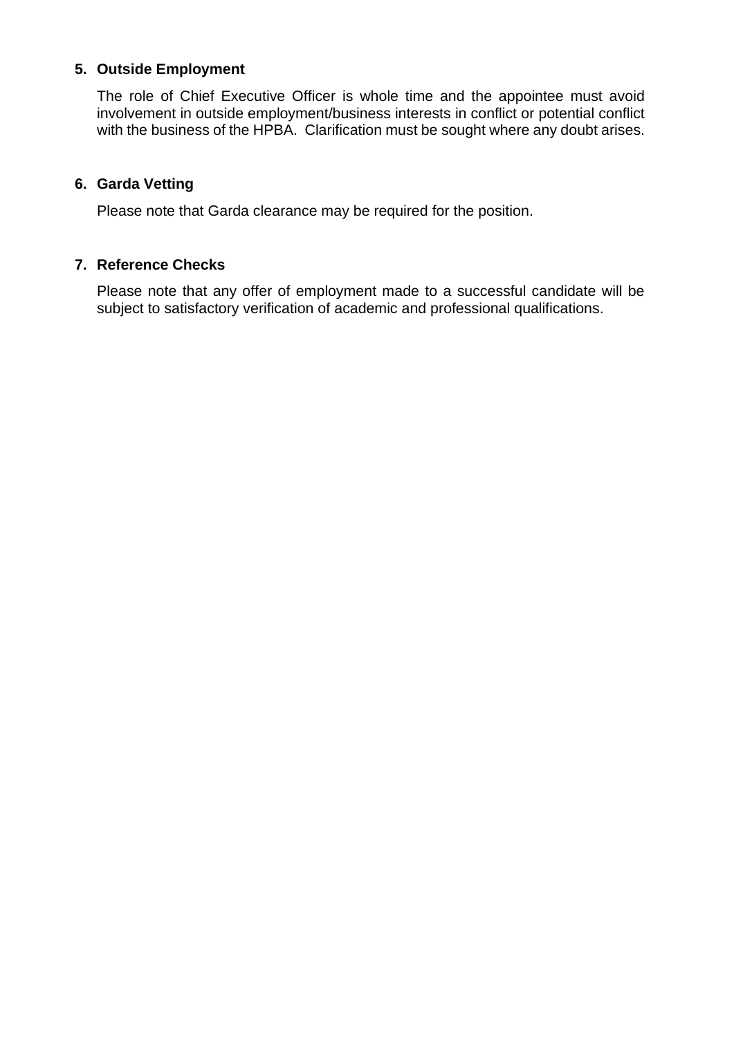5. **Outside Employment**

   The role of Chief Executive Officer is whole time and the appointee must avoid involvement in outside employment/business interests in conflict or potential conflict with the business of the HPBA. Clarification must be sought where any doubt arises.

6. **Garda Vetting**

   Please note that Garda clearance may be required for the position.

7. **Reference Checks**

   Please note that any offer of employment made to a successful candidate will be subject to satisfactory verification of academic and professional qualifications.